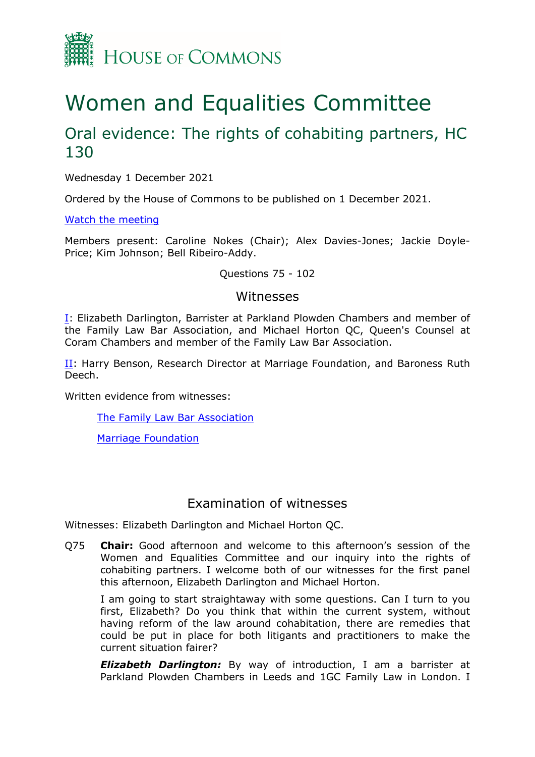# Women and Equalities Committee

## Oral evidence: The rights of cohabiting partners, HC 130

Wednesday 1 December 2021

Ordered by the House of Commons to be published on 1 December 2021.

[Watch the meeting](#)

Members present: Caroline Nokes (Chair); Alex Davies-Jones; Jackie Doyle-Price; Kim Johnson; Bell Ribeiro-Addy.

Questions 75 - 102

### Witnesses

[I](#): Elizabeth Darlington, Barrister at Parkland Plowden Chambers and member of the Family Law Bar Association, and Michael Horton QC, Queen's Counsel at Coram Chambers and member of the Family Law Bar Association.

[II](#): Harry Benson, Research Director at Marriage Foundation, and Baroness Ruth Deech.

Written evidence from witnesses:

- [The Family Law Bar Association](#)
- [Marriage Foundation](#)

### Examination of witnesses

Witnesses: Elizabeth Darlington and Michael Horton QC.

Q75 **Chair:** Good afternoon and welcome to this afternoon's session of the Women and Equalities Committee and our inquiry into the rights of cohabiting partners. I welcome both of our witnesses for the first panel this afternoon, Elizabeth Darlington and Michael Horton.

I am going to start straightaway with some questions. Can I turn to you first, Elizabeth? Do you think that within the current system, without having reform of the law around cohabitation, there are remedies that could be put in place for both litigants and practitioners to make the current situation fairer?

***Elizabeth Darlington:*** By way of introduction, I am a barrister at Parkland Plowden Chambers in Leeds and 1GC Family Law in London. I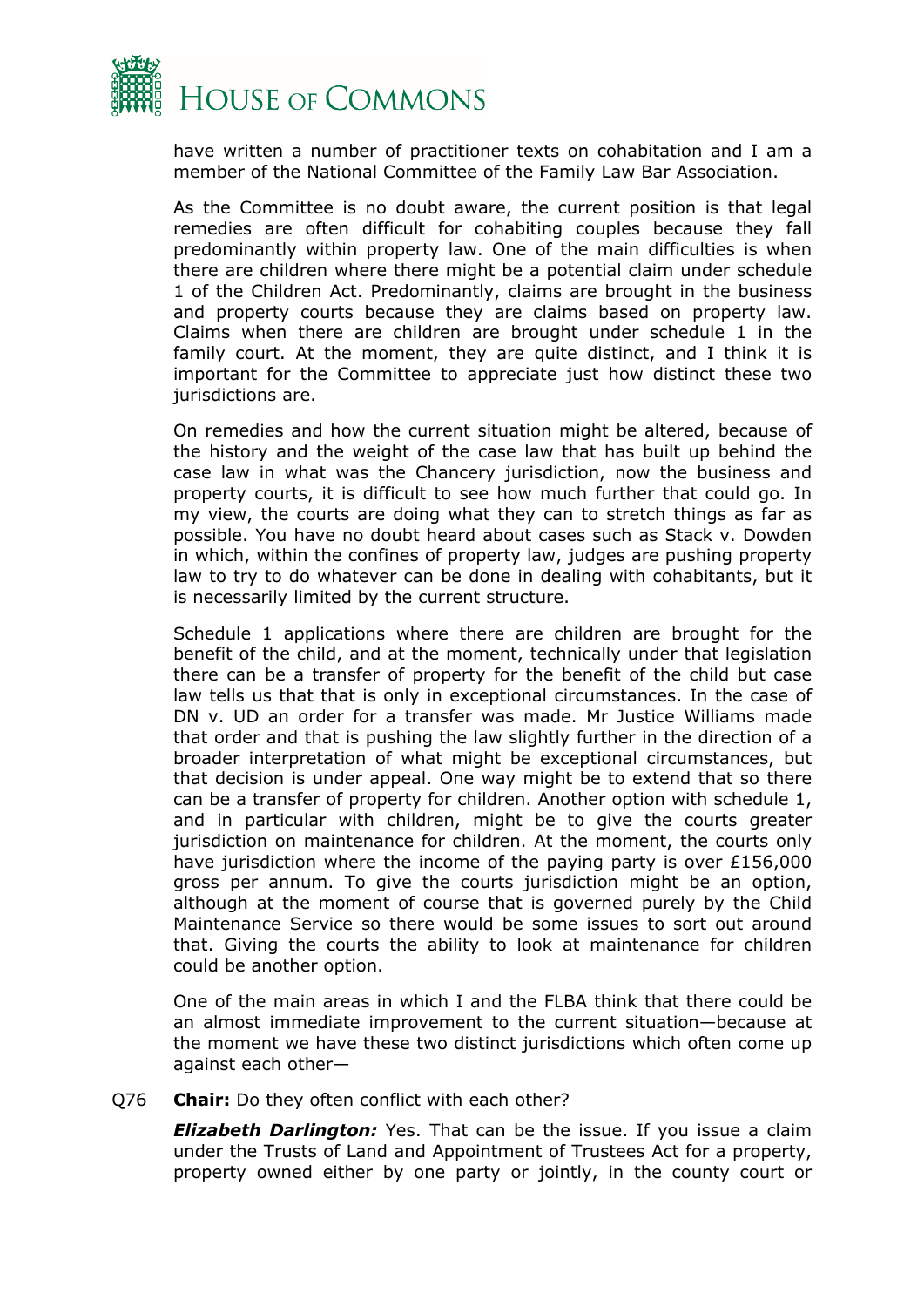have written a number of practitioner texts on cohabitation and I am a member of the National Committee of the Family Law Bar Association.

As the Committee is no doubt aware, the current position is that legal remedies are often difficult for cohabiting couples because they fall predominantly within property law. One of the main difficulties is when there are children where there might be a potential claim under schedule 1 of the Children Act. Predominantly, claims are brought in the business and property courts because they are claims based on property law. Claims when there are children are brought under schedule 1 in the family court. At the moment, they are quite distinct, and I think it is important for the Committee to appreciate just how distinct these two jurisdictions are.

On remedies and how the current situation might be altered, because of the history and the weight of the case law that has built up behind the case law in what was the Chancery jurisdiction, now the business and property courts, it is difficult to see how much further that could go. In my view, the courts are doing what they can to stretch things as far as possible. You have no doubt heard about cases such as Stack v. Dowden in which, within the confines of property law, judges are pushing property law to try to do whatever can be done in dealing with cohabitants, but it is necessarily limited by the current structure.

Schedule 1 applications where there are children are brought for the benefit of the child, and at the moment, technically under that legislation there can be a transfer of property for the benefit of the child but case law tells us that that is only in exceptional circumstances. In the case of DN v. UD an order for a transfer was made. Mr Justice Williams made that order and that is pushing the law slightly further in the direction of a broader interpretation of what might be exceptional circumstances, but that decision is under appeal. One way might be to extend that so there can be a transfer of property for children. Another option with schedule 1, and in particular with children, might be to give the courts greater jurisdiction on maintenance for children. At the moment, the courts only have jurisdiction where the income of the paying party is over £156,000 gross per annum. To give the courts jurisdiction might be an option, although at the moment of course that is governed purely by the Child Maintenance Service so there would be some issues to sort out around that. Giving the courts the ability to look at maintenance for children could be another option.

One of the main areas in which I and the FLBA think that there could be an almost immediate improvement to the current situation—because at the moment we have these two distinct jurisdictions which often come up against each other—

Q76 **Chair:** Do they often conflict with each other?

***Elizabeth Darlington:*** Yes. That can be the issue. If you issue a claim under the Trusts of Land and Appointment of Trustees Act for a property, property owned either by one party or jointly, in the county court or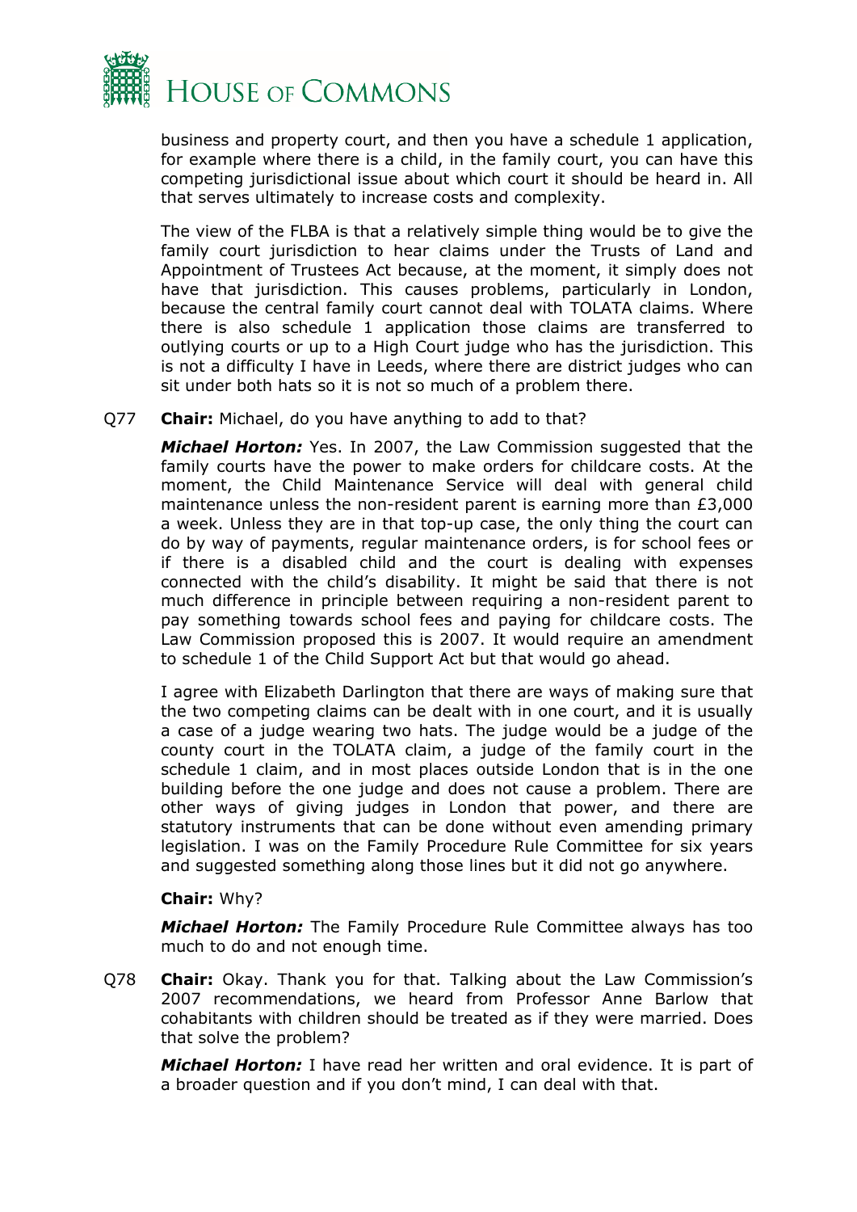business and property court, and then you have a schedule 1 application, for example where there is a child, in the family court, you can have this competing jurisdictional issue about which court it should be heard in. All that serves ultimately to increase costs and complexity.

The view of the FLBA is that a relatively simple thing would be to give the family court jurisdiction to hear claims under the Trusts of Land and Appointment of Trustees Act because, at the moment, it simply does not have that jurisdiction. This causes problems, particularly in London, because the central family court cannot deal with TOLATA claims. Where there is also schedule 1 application those claims are transferred to outlying courts or up to a High Court judge who has the jurisdiction. This is not a difficulty I have in Leeds, where there are district judges who can sit under both hats so it is not so much of a problem there.

Q77 **Chair:** Michael, do you have anything to add to that?

***Michael Horton:*** Yes. In 2007, the Law Commission suggested that the family courts have the power to make orders for childcare costs. At the moment, the Child Maintenance Service will deal with general child maintenance unless the non-resident parent is earning more than £3,000 a week. Unless they are in that top-up case, the only thing the court can do by way of payments, regular maintenance orders, is for school fees or if there is a disabled child and the court is dealing with expenses connected with the child's disability. It might be said that there is not much difference in principle between requiring a non-resident parent to pay something towards school fees and paying for childcare costs. The Law Commission proposed this is 2007. It would require an amendment to schedule 1 of the Child Support Act but that would go ahead.

I agree with Elizabeth Darlington that there are ways of making sure that the two competing claims can be dealt with in one court, and it is usually a case of a judge wearing two hats. The judge would be a judge of the county court in the TOLATA claim, a judge of the family court in the schedule 1 claim, and in most places outside London that is in the one building before the one judge and does not cause a problem. There are other ways of giving judges in London that power, and there are statutory instruments that can be done without even amending primary legislation. I was on the Family Procedure Rule Committee for six years and suggested something along those lines but it did not go anywhere.

**Chair:** Why?

***Michael Horton:*** The Family Procedure Rule Committee always has too much to do and not enough time.

Q78 **Chair:** Okay. Thank you for that. Talking about the Law Commission's 2007 recommendations, we heard from Professor Anne Barlow that cohabitants with children should be treated as if they were married. Does that solve the problem?

***Michael Horton:*** I have read her written and oral evidence. It is part of a broader question and if you don't mind, I can deal with that.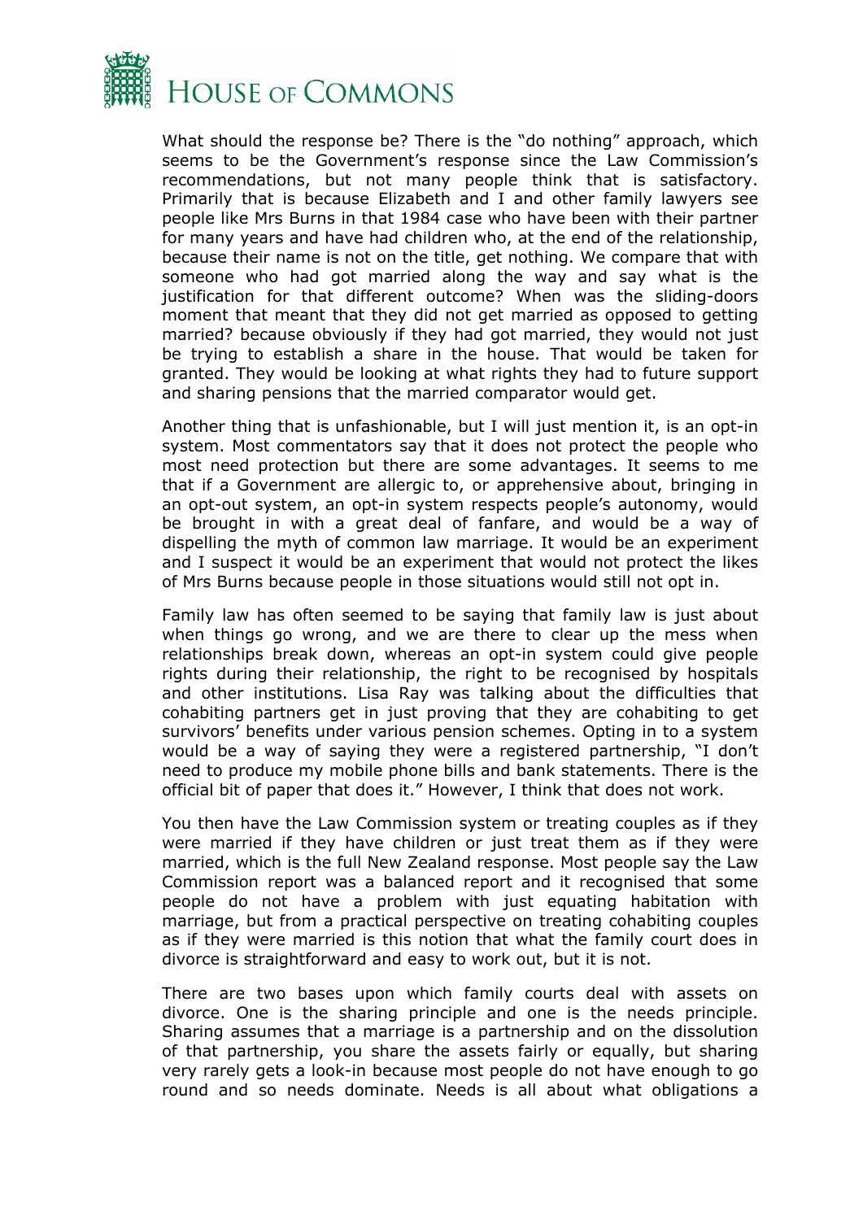What should the response be? There is the "do nothing" approach, which seems to be the Government's response since the Law Commission's recommendations, but not many people think that is satisfactory. Primarily that is because Elizabeth and I and other family lawyers see people like Mrs Burns in that 1984 case who have been with their partner for many years and have had children who, at the end of the relationship, because their name is not on the title, get nothing. We compare that with someone who had got married along the way and say what is the justification for that different outcome? When was the sliding-doors moment that meant that they did not get married as opposed to getting married? because obviously if they had got married, they would not just be trying to establish a share in the house. That would be taken for granted. They would be looking at what rights they had to future support and sharing pensions that the married comparator would get.

Another thing that is unfashionable, but I will just mention it, is an opt-in system. Most commentators say that it does not protect the people who most need protection but there are some advantages. It seems to me that if a Government are allergic to, or apprehensive about, bringing in an opt-out system, an opt-in system respects people's autonomy, would be brought in with a great deal of fanfare, and would be a way of dispelling the myth of common law marriage. It would be an experiment and I suspect it would be an experiment that would not protect the likes of Mrs Burns because people in those situations would still not opt in.

Family law has often seemed to be saying that family law is just about when things go wrong, and we are there to clear up the mess when relationships break down, whereas an opt-in system could give people rights during their relationship, the right to be recognised by hospitals and other institutions. Lisa Ray was talking about the difficulties that cohabiting partners get in just proving that they are cohabiting to get survivors' benefits under various pension schemes. Opting in to a system would be a way of saying they were a registered partnership, "I don't need to produce my mobile phone bills and bank statements. There is the official bit of paper that does it." However, I think that does not work.

You then have the Law Commission system or treating couples as if they were married if they have children or just treat them as if they were married, which is the full New Zealand response. Most people say the Law Commission report was a balanced report and it recognised that some people do not have a problem with just equating habitation with marriage, but from a practical perspective on treating cohabiting couples as if they were married is this notion that what the family court does in divorce is straightforward and easy to work out, but it is not.

There are two bases upon which family courts deal with assets on divorce. One is the sharing principle and one is the needs principle. Sharing assumes that a marriage is a partnership and on the dissolution of that partnership, you share the assets fairly or equally, but sharing very rarely gets a look-in because most people do not have enough to go round and so needs dominate. Needs is all about what obligations a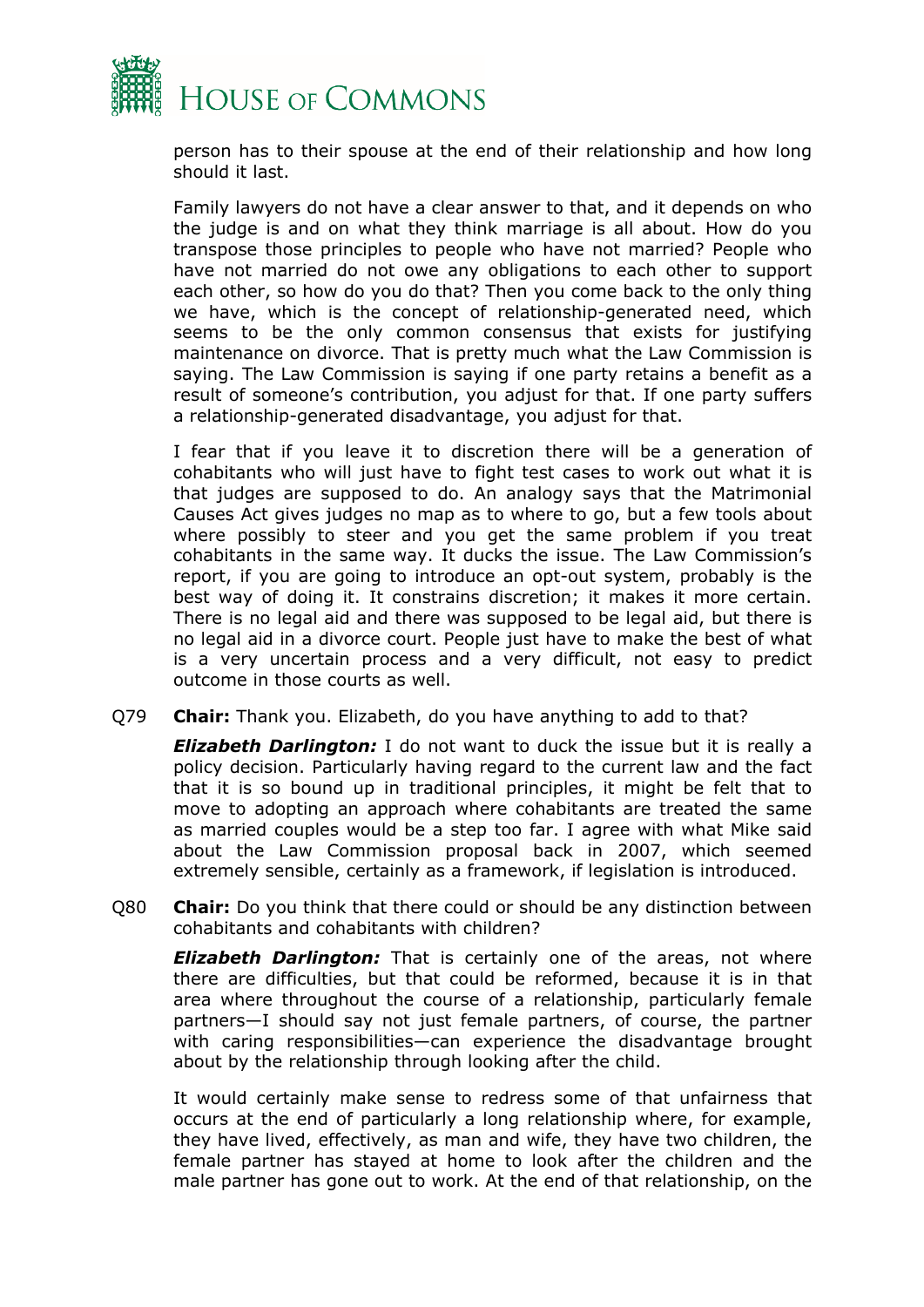person has to their spouse at the end of their relationship and how long should it last.

Family lawyers do not have a clear answer to that, and it depends on who the judge is and on what they think marriage is all about. How do you transpose those principles to people who have not married? People who have not married do not owe any obligations to each other to support each other, so how do you do that? Then you come back to the only thing we have, which is the concept of relationship-generated need, which seems to be the only common consensus that exists for justifying maintenance on divorce. That is pretty much what the Law Commission is saying. The Law Commission is saying if one party retains a benefit as a result of someone's contribution, you adjust for that. If one party suffers a relationship-generated disadvantage, you adjust for that.

I fear that if you leave it to discretion there will be a generation of cohabitants who will just have to fight test cases to work out what it is that judges are supposed to do. An analogy says that the Matrimonial Causes Act gives judges no map as to where to go, but a few tools about where possibly to steer and you get the same problem if you treat cohabitants in the same way. It ducks the issue. The Law Commission's report, if you are going to introduce an opt-out system, probably is the best way of doing it. It constrains discretion; it makes it more certain. There is no legal aid and there was supposed to be legal aid, but there is no legal aid in a divorce court. People just have to make the best of what is a very uncertain process and a very difficult, not easy to predict outcome in those courts as well.

Q79 **Chair:** Thank you. Elizabeth, do you have anything to add to that?

***Elizabeth Darlington:*** I do not want to duck the issue but it is really a policy decision. Particularly having regard to the current law and the fact that it is so bound up in traditional principles, it might be felt that to move to adopting an approach where cohabitants are treated the same as married couples would be a step too far. I agree with what Mike said about the Law Commission proposal back in 2007, which seemed extremely sensible, certainly as a framework, if legislation is introduced.

Q80 **Chair:** Do you think that there could or should be any distinction between cohabitants and cohabitants with children?

***Elizabeth Darlington:*** That is certainly one of the areas, not where there are difficulties, but that could be reformed, because it is in that area where throughout the course of a relationship, particularly female partners—I should say not just female partners, of course, the partner with caring responsibilities—can experience the disadvantage brought about by the relationship through looking after the child.

It would certainly make sense to redress some of that unfairness that occurs at the end of particularly a long relationship where, for example, they have lived, effectively, as man and wife, they have two children, the female partner has stayed at home to look after the children and the male partner has gone out to work. At the end of that relationship, on the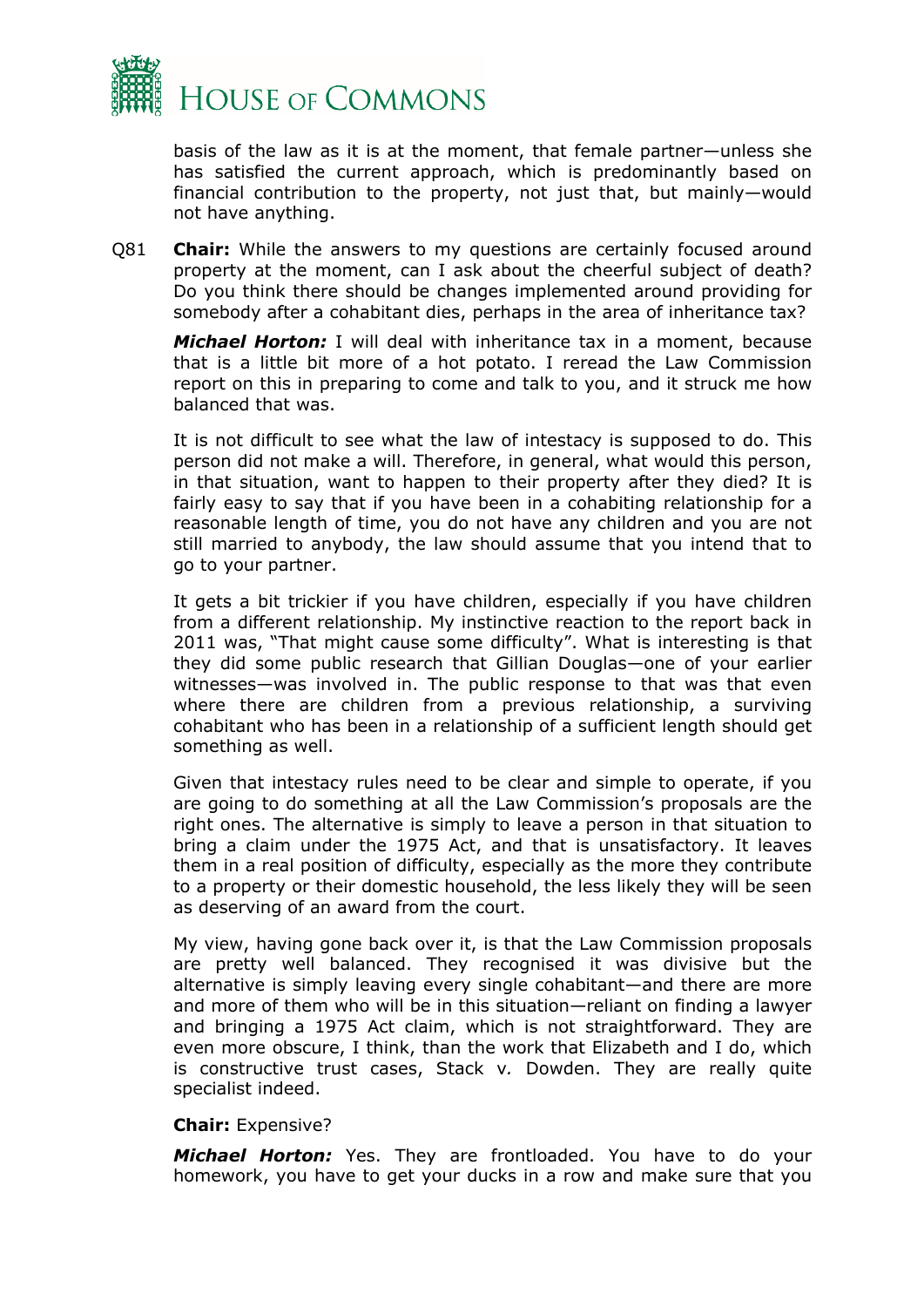basis of the law as it is at the moment, that female partner—unless she has satisfied the current approach, which is predominantly based on financial contribution to the property, not just that, but mainly—would not have anything.

Q81 **Chair:** While the answers to my questions are certainly focused around property at the moment, can I ask about the cheerful subject of death? Do you think there should be changes implemented around providing for somebody after a cohabitant dies, perhaps in the area of inheritance tax?

***Michael Horton:*** I will deal with inheritance tax in a moment, because that is a little bit more of a hot potato. I reread the Law Commission report on this in preparing to come and talk to you, and it struck me how balanced that was.

It is not difficult to see what the law of intestacy is supposed to do. This person did not make a will. Therefore, in general, what would this person, in that situation, want to happen to their property after they died? It is fairly easy to say that if you have been in a cohabiting relationship for a reasonable length of time, you do not have any children and you are not still married to anybody, the law should assume that you intend that to go to your partner.

It gets a bit trickier if you have children, especially if you have children from a different relationship. My instinctive reaction to the report back in 2011 was, "That might cause some difficulty". What is interesting is that they did some public research that Gillian Douglas—one of your earlier witnesses—was involved in. The public response to that was that even where there are children from a previous relationship, a surviving cohabitant who has been in a relationship of a sufficient length should get something as well.

Given that intestacy rules need to be clear and simple to operate, if you are going to do something at all the Law Commission's proposals are the right ones. The alternative is simply to leave a person in that situation to bring a claim under the 1975 Act, and that is unsatisfactory. It leaves them in a real position of difficulty, especially as the more they contribute to a property or their domestic household, the less likely they will be seen as deserving of an award from the court.

My view, having gone back over it, is that the Law Commission proposals are pretty well balanced. They recognised it was divisive but the alternative is simply leaving every single cohabitant—and there are more and more of them who will be in this situation—reliant on finding a lawyer and bringing a 1975 Act claim, which is not straightforward. They are even more obscure, I think, than the work that Elizabeth and I do, which is constructive trust cases, Stack v. Dowden. They are really quite specialist indeed.

**Chair:** Expensive?

***Michael Horton:*** Yes. They are frontloaded. You have to do your homework, you have to get your ducks in a row and make sure that you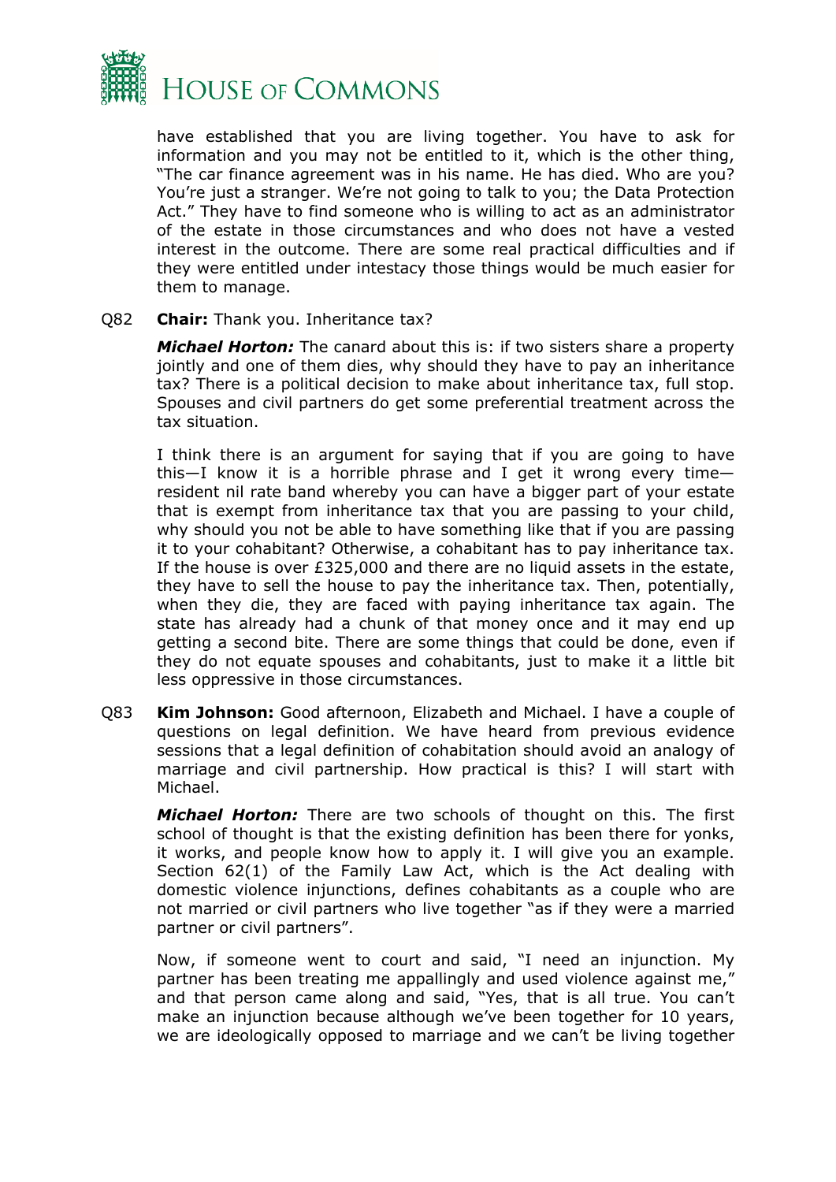have established that you are living together. You have to ask for information and you may not be entitled to it, which is the other thing, "The car finance agreement was in his name. He has died. Who are you? You're just a stranger. We're not going to talk to you; the Data Protection Act." They have to find someone who is willing to act as an administrator of the estate in those circumstances and who does not have a vested interest in the outcome. There are some real practical difficulties and if they were entitled under intestacy those things would be much easier for them to manage.

Q82 **Chair:** Thank you. Inheritance tax?

***Michael Horton:*** The canard about this is: if two sisters share a property jointly and one of them dies, why should they have to pay an inheritance tax? There is a political decision to make about inheritance tax, full stop. Spouses and civil partners do get some preferential treatment across the tax situation.

I think there is an argument for saying that if you are going to have this—I know it is a horrible phrase and I get it wrong every time—resident nil rate band whereby you can have a bigger part of your estate that is exempt from inheritance tax that you are passing to your child, why should you not be able to have something like that if you are passing it to your cohabitant? Otherwise, a cohabitant has to pay inheritance tax. If the house is over £325,000 and there are no liquid assets in the estate, they have to sell the house to pay the inheritance tax. Then, potentially, when they die, they are faced with paying inheritance tax again. The state has already had a chunk of that money once and it may end up getting a second bite. There are some things that could be done, even if they do not equate spouses and cohabitants, just to make it a little bit less oppressive in those circumstances.

Q83 **Kim Johnson:** Good afternoon, Elizabeth and Michael. I have a couple of questions on legal definition. We have heard from previous evidence sessions that a legal definition of cohabitation should avoid an analogy of marriage and civil partnership. How practical is this? I will start with Michael.

***Michael Horton:*** There are two schools of thought on this. The first school of thought is that the existing definition has been there for yonks, it works, and people know how to apply it. I will give you an example. Section 62(1) of the Family Law Act, which is the Act dealing with domestic violence injunctions, defines cohabitants as a couple who are not married or civil partners who live together "as if they were a married partner or civil partners".

Now, if someone went to court and said, "I need an injunction. My partner has been treating me appallingly and used violence against me," and that person came along and said, "Yes, that is all true. You can't make an injunction because although we've been together for 10 years, we are ideologically opposed to marriage and we can't be living together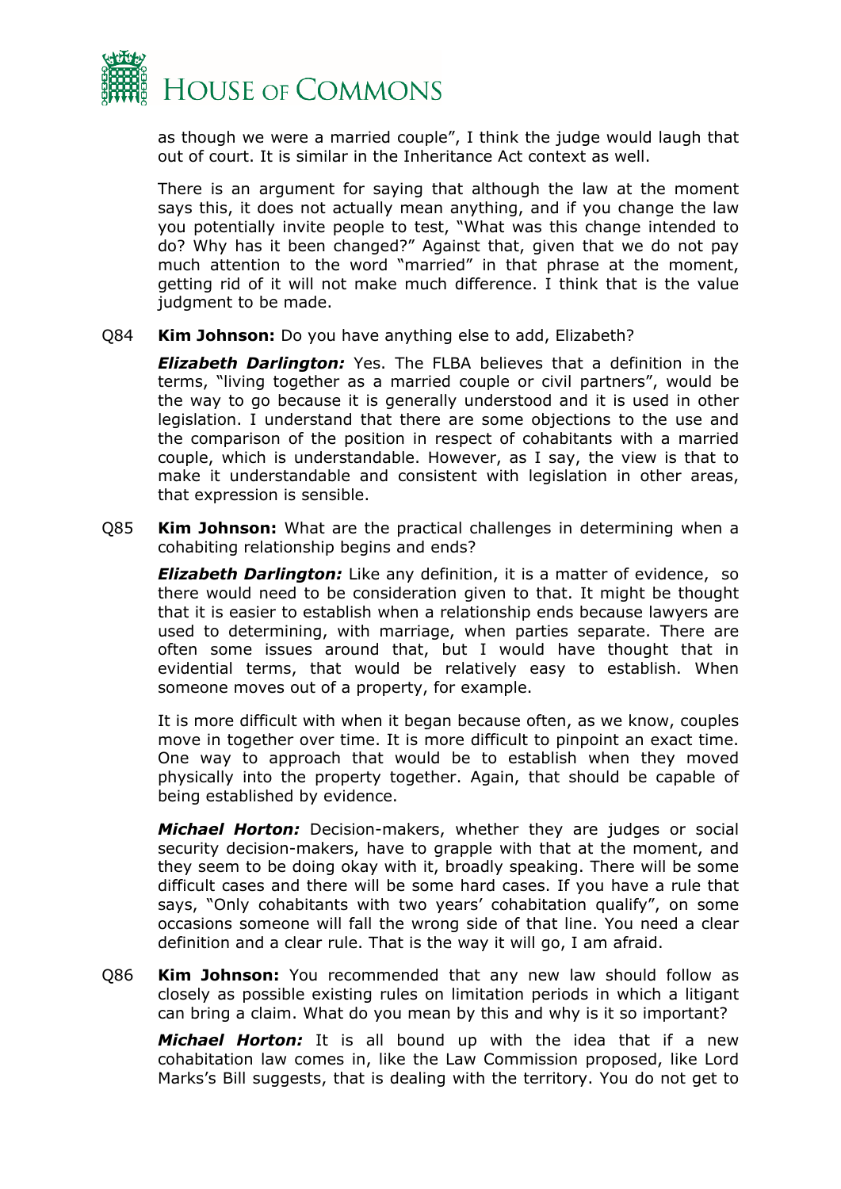as though we were a married couple", I think the judge would laugh that out of court. It is similar in the Inheritance Act context as well.

There is an argument for saying that although the law at the moment says this, it does not actually mean anything, and if you change the law you potentially invite people to test, "What was this change intended to do? Why has it been changed?" Against that, given that we do not pay much attention to the word "married" in that phrase at the moment, getting rid of it will not make much difference. I think that is the value judgment to be made.

Q84 **Kim Johnson:** Do you have anything else to add, Elizabeth?

***Elizabeth Darlington:*** Yes. The FLBA believes that a definition in the terms, "living together as a married couple or civil partners", would be the way to go because it is generally understood and it is used in other legislation. I understand that there are some objections to the use and the comparison of the position in respect of cohabitants with a married couple, which is understandable. However, as I say, the view is that to make it understandable and consistent with legislation in other areas, that expression is sensible.

Q85 **Kim Johnson:** What are the practical challenges in determining when a cohabiting relationship begins and ends?

***Elizabeth Darlington:*** Like any definition, it is a matter of evidence, so there would need to be consideration given to that. It might be thought that it is easier to establish when a relationship ends because lawyers are used to determining, with marriage, when parties separate. There are often some issues around that, but I would have thought that in evidential terms, that would be relatively easy to establish. When someone moves out of a property, for example.

It is more difficult with when it began because often, as we know, couples move in together over time. It is more difficult to pinpoint an exact time. One way to approach that would be to establish when they moved physically into the property together. Again, that should be capable of being established by evidence.

***Michael Horton:*** Decision-makers, whether they are judges or social security decision-makers, have to grapple with that at the moment, and they seem to be doing okay with it, broadly speaking. There will be some difficult cases and there will be some hard cases. If you have a rule that says, "Only cohabitants with two years' cohabitation qualify", on some occasions someone will fall the wrong side of that line. You need a clear definition and a clear rule. That is the way it will go, I am afraid.

Q86 **Kim Johnson:** You recommended that any new law should follow as closely as possible existing rules on limitation periods in which a litigant can bring a claim. What do you mean by this and why is it so important?

***Michael Horton:*** It is all bound up with the idea that if a new cohabitation law comes in, like the Law Commission proposed, like Lord Marks's Bill suggests, that is dealing with the territory. You do not get to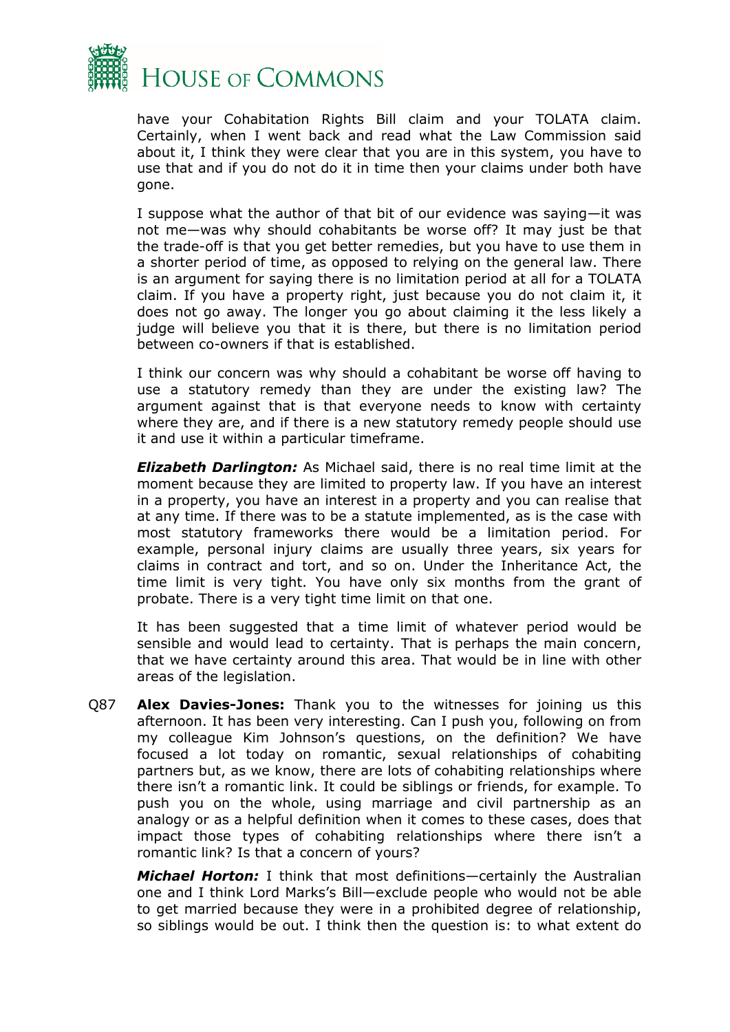have your Cohabitation Rights Bill claim and your TOLATA claim. Certainly, when I went back and read what the Law Commission said about it, I think they were clear that you are in this system, you have to use that and if you do not do it in time then your claims under both have gone.

I suppose what the author of that bit of our evidence was saying—it was not me—was why should cohabitants be worse off? It may just be that the trade-off is that you get better remedies, but you have to use them in a shorter period of time, as opposed to relying on the general law. There is an argument for saying there is no limitation period at all for a TOLATA claim. If you have a property right, just because you do not claim it, it does not go away. The longer you go about claiming it the less likely a judge will believe you that it is there, but there is no limitation period between co-owners if that is established.

I think our concern was why should a cohabitant be worse off having to use a statutory remedy than they are under the existing law? The argument against that is that everyone needs to know with certainty where they are, and if there is a new statutory remedy people should use it and use it within a particular timeframe.

***Elizabeth Darlington:*** As Michael said, there is no real time limit at the moment because they are limited to property law. If you have an interest in a property, you have an interest in a property and you can realise that at any time. If there was to be a statute implemented, as is the case with most statutory frameworks there would be a limitation period. For example, personal injury claims are usually three years, six years for claims in contract and tort, and so on. Under the Inheritance Act, the time limit is very tight. You have only six months from the grant of probate. There is a very tight time limit on that one.

It has been suggested that a time limit of whatever period would be sensible and would lead to certainty. That is perhaps the main concern, that we have certainty around this area. That would be in line with other areas of the legislation.

Q87 **Alex Davies-Jones:** Thank you to the witnesses for joining us this afternoon. It has been very interesting. Can I push you, following on from my colleague Kim Johnson's questions, on the definition? We have focused a lot today on romantic, sexual relationships of cohabiting partners but, as we know, there are lots of cohabiting relationships where there isn't a romantic link. It could be siblings or friends, for example. To push you on the whole, using marriage and civil partnership as an analogy or as a helpful definition when it comes to these cases, does that impact those types of cohabiting relationships where there isn't a romantic link? Is that a concern of yours?

***Michael Horton:*** I think that most definitions—certainly the Australian one and I think Lord Marks's Bill—exclude people who would not be able to get married because they were in a prohibited degree of relationship, so siblings would be out. I think then the question is: to what extent do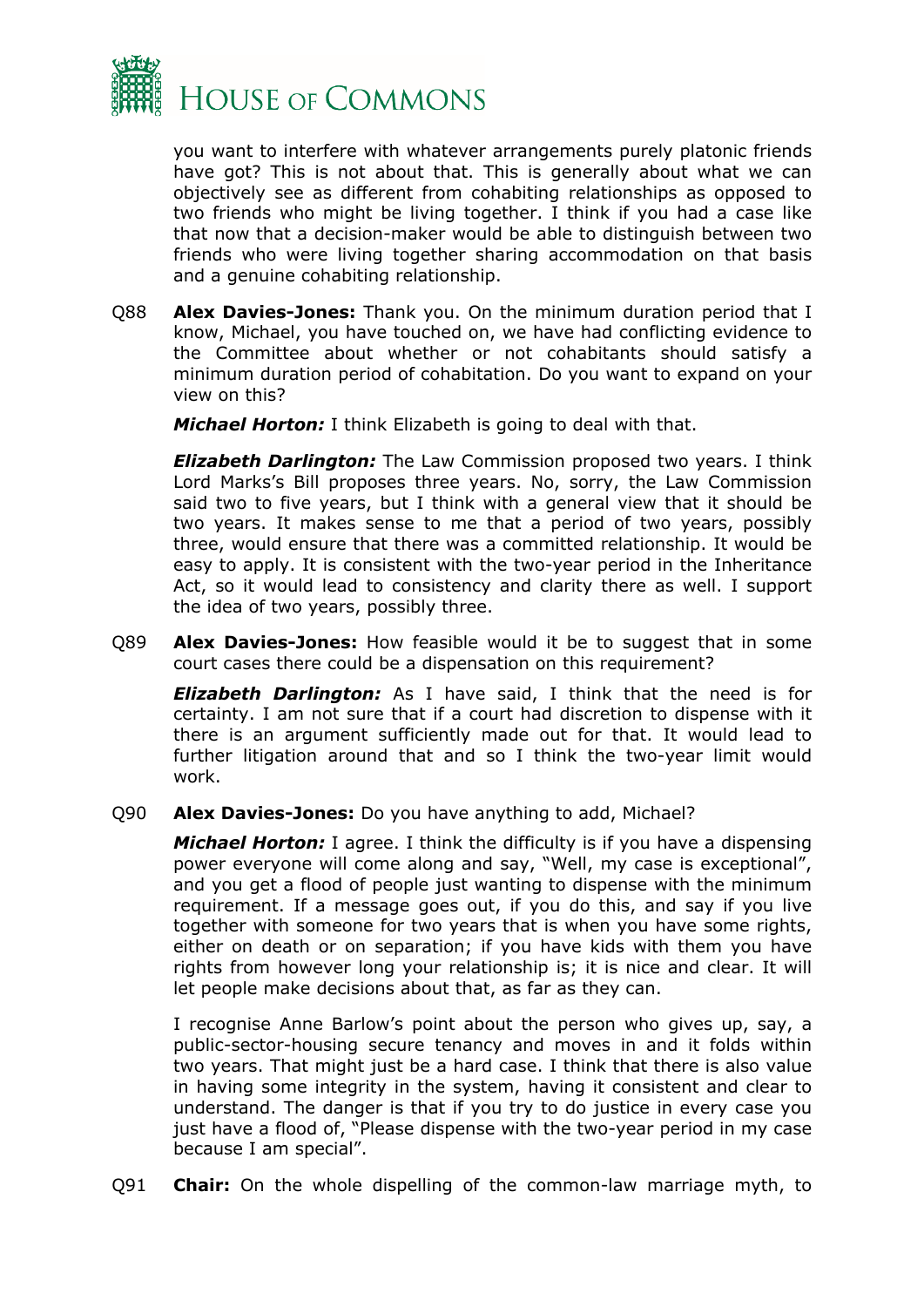you want to interfere with whatever arrangements purely platonic friends have got? This is not about that. This is generally about what we can objectively see as different from cohabiting relationships as opposed to two friends who might be living together. I think if you had a case like that now that a decision-maker would be able to distinguish between two friends who were living together sharing accommodation on that basis and a genuine cohabiting relationship.

Q88 **Alex Davies-Jones:** Thank you. On the minimum duration period that I know, Michael, you have touched on, we have had conflicting evidence to the Committee about whether or not cohabitants should satisfy a minimum duration period of cohabitation. Do you want to expand on your view on this?

***Michael Horton:*** I think Elizabeth is going to deal with that.

***Elizabeth Darlington:*** The Law Commission proposed two years. I think Lord Marks's Bill proposes three years. No, sorry, the Law Commission said two to five years, but I think with a general view that it should be two years. It makes sense to me that a period of two years, possibly three, would ensure that there was a committed relationship. It would be easy to apply. It is consistent with the two-year period in the Inheritance Act, so it would lead to consistency and clarity there as well. I support the idea of two years, possibly three.

Q89 **Alex Davies-Jones:** How feasible would it be to suggest that in some court cases there could be a dispensation on this requirement?

***Elizabeth Darlington:*** As I have said, I think that the need is for certainty. I am not sure that if a court had discretion to dispense with it there is an argument sufficiently made out for that. It would lead to further litigation around that and so I think the two-year limit would work.

Q90 **Alex Davies-Jones:** Do you have anything to add, Michael?

***Michael Horton:*** I agree. I think the difficulty is if you have a dispensing power everyone will come along and say, "Well, my case is exceptional", and you get a flood of people just wanting to dispense with the minimum requirement. If a message goes out, if you do this, and say if you live together with someone for two years that is when you have some rights, either on death or on separation; if you have kids with them you have rights from however long your relationship is; it is nice and clear. It will let people make decisions about that, as far as they can.

I recognise Anne Barlow's point about the person who gives up, say, a public-sector-housing secure tenancy and moves in and it folds within two years. That might just be a hard case. I think that there is also value in having some integrity in the system, having it consistent and clear to understand. The danger is that if you try to do justice in every case you just have a flood of, "Please dispense with the two-year period in my case because I am special".

Q91 **Chair:** On the whole dispelling of the common-law marriage myth, to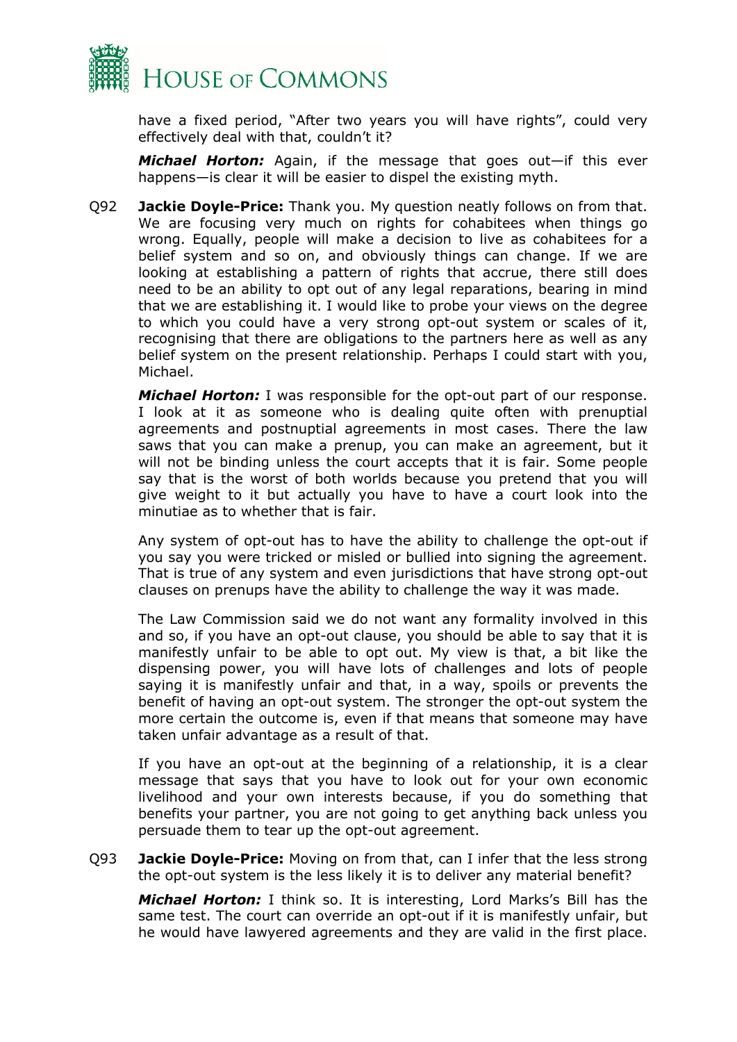have a fixed period, "After two years you will have rights", could very effectively deal with that, couldn't it?

***Michael Horton:*** Again, if the message that goes out—if this ever happens—is clear it will be easier to dispel the existing myth.

Q92 **Jackie Doyle-Price:** Thank you. My question neatly follows on from that. We are focusing very much on rights for cohabitees when things go wrong. Equally, people will make a decision to live as cohabitees for a belief system and so on, and obviously things can change. If we are looking at establishing a pattern of rights that accrue, there still does need to be an ability to opt out of any legal reparations, bearing in mind that we are establishing it. I would like to probe your views on the degree to which you could have a very strong opt-out system or scales of it, recognising that there are obligations to the partners here as well as any belief system on the present relationship. Perhaps I could start with you, Michael.

***Michael Horton:*** I was responsible for the opt-out part of our response. I look at it as someone who is dealing quite often with prenuptial agreements and postnuptial agreements in most cases. There the law saws that you can make a prenup, you can make an agreement, but it will not be binding unless the court accepts that it is fair. Some people say that is the worst of both worlds because you pretend that you will give weight to it but actually you have to have a court look into the minutiae as to whether that is fair.

Any system of opt-out has to have the ability to challenge the opt-out if you say you were tricked or misled or bullied into signing the agreement. That is true of any system and even jurisdictions that have strong opt-out clauses on prenups have the ability to challenge the way it was made.

The Law Commission said we do not want any formality involved in this and so, if you have an opt-out clause, you should be able to say that it is manifestly unfair to be able to opt out. My view is that, a bit like the dispensing power, you will have lots of challenges and lots of people saying it is manifestly unfair and that, in a way, spoils or prevents the benefit of having an opt-out system. The stronger the opt-out system the more certain the outcome is, even if that means that someone may have taken unfair advantage as a result of that.

If you have an opt-out at the beginning of a relationship, it is a clear message that says that you have to look out for your own economic livelihood and your own interests because, if you do something that benefits your partner, you are not going to get anything back unless you persuade them to tear up the opt-out agreement.

Q93 **Jackie Doyle-Price:** Moving on from that, can I infer that the less strong the opt-out system is the less likely it is to deliver any material benefit?

***Michael Horton:*** I think so. It is interesting, Lord Marks's Bill has the same test. The court can override an opt-out if it is manifestly unfair, but he would have lawyered agreements and they are valid in the first place.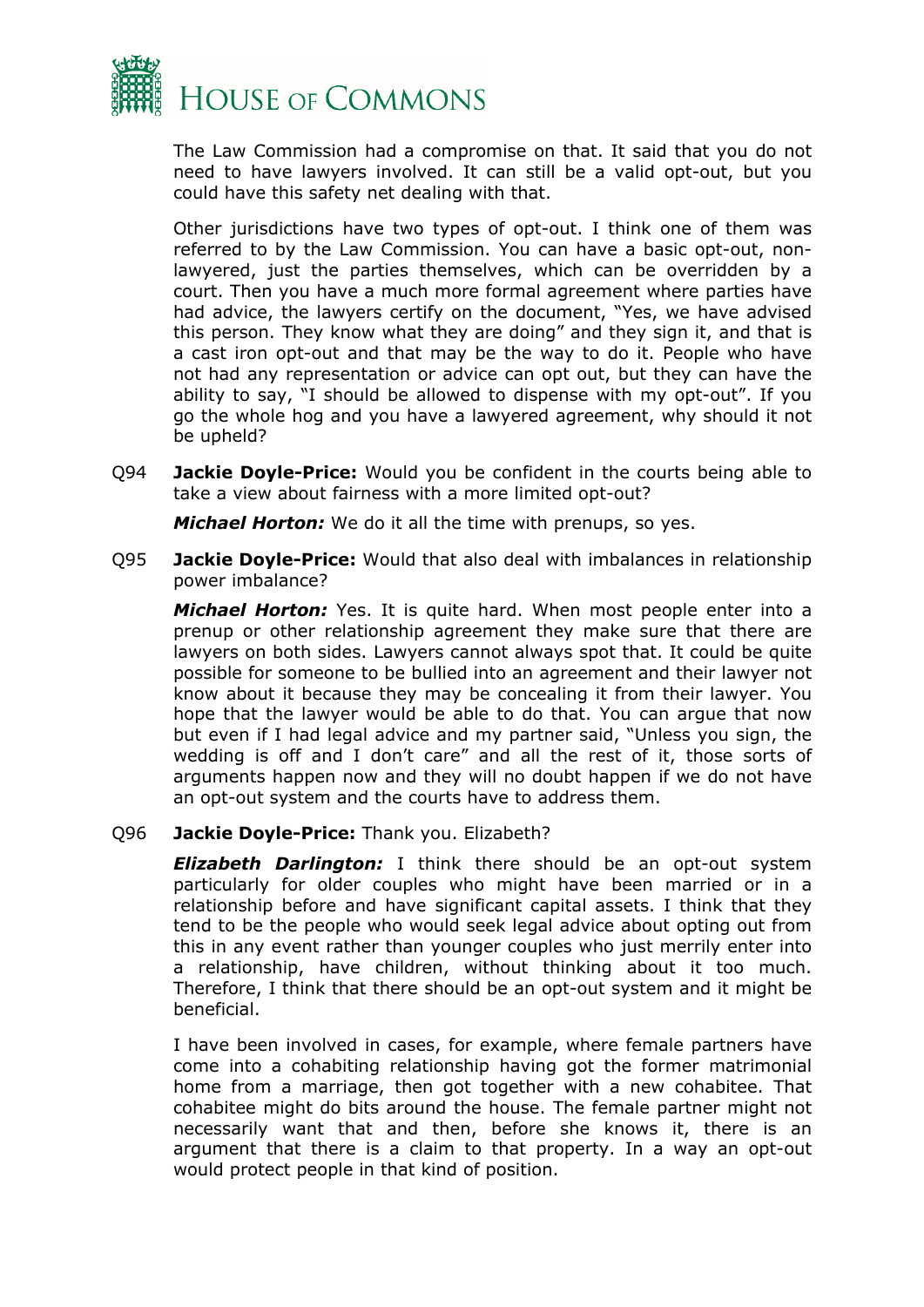The Law Commission had a compromise on that. It said that you do not need to have lawyers involved. It can still be a valid opt-out, but you could have this safety net dealing with that.

Other jurisdictions have two types of opt-out. I think one of them was referred to by the Law Commission. You can have a basic opt-out, non-lawyered, just the parties themselves, which can be overridden by a court. Then you have a much more formal agreement where parties have had advice, the lawyers certify on the document, "Yes, we have advised this person. They know what they are doing" and they sign it, and that is a cast iron opt-out and that may be the way to do it. People who have not had any representation or advice can opt out, but they can have the ability to say, "I should be allowed to dispense with my opt-out". If you go the whole hog and you have a lawyered agreement, why should it not be upheld?

Q94 **Jackie Doyle-Price:** Would you be confident in the courts being able to take a view about fairness with a more limited opt-out?

***Michael Horton:*** We do it all the time with prenups, so yes.

Q95 **Jackie Doyle-Price:** Would that also deal with imbalances in relationship power imbalance?

***Michael Horton:*** Yes. It is quite hard. When most people enter into a prenup or other relationship agreement they make sure that there are lawyers on both sides. Lawyers cannot always spot that. It could be quite possible for someone to be bullied into an agreement and their lawyer not know about it because they may be concealing it from their lawyer. You hope that the lawyer would be able to do that. You can argue that now but even if I had legal advice and my partner said, "Unless you sign, the wedding is off and I don't care" and all the rest of it, those sorts of arguments happen now and they will no doubt happen if we do not have an opt-out system and the courts have to address them.

Q96 **Jackie Doyle-Price:** Thank you. Elizabeth?

***Elizabeth Darlington:*** I think there should be an opt-out system particularly for older couples who might have been married or in a relationship before and have significant capital assets. I think that they tend to be the people who would seek legal advice about opting out from this in any event rather than younger couples who just merrily enter into a relationship, have children, without thinking about it too much. Therefore, I think that there should be an opt-out system and it might be beneficial.

I have been involved in cases, for example, where female partners have come into a cohabiting relationship having got the former matrimonial home from a marriage, then got together with a new cohabitee. That cohabitee might do bits around the house. The female partner might not necessarily want that and then, before she knows it, there is an argument that there is a claim to that property. In a way an opt-out would protect people in that kind of position.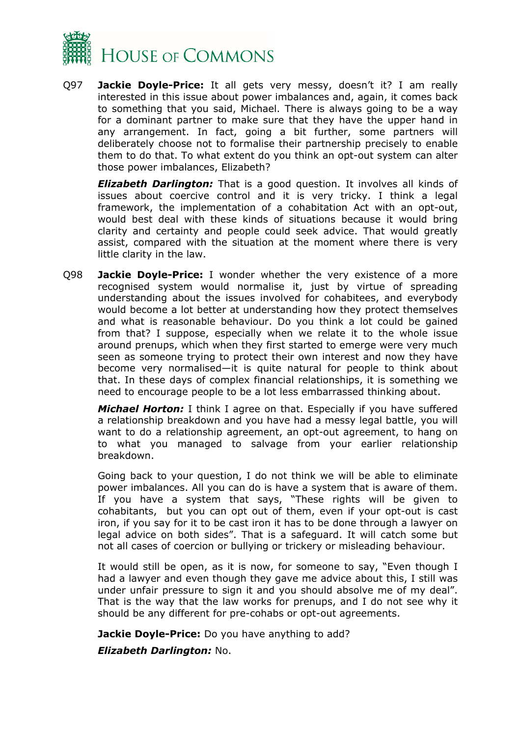Q97 **Jackie Doyle-Price:** It all gets very messy, doesn't it? I am really interested in this issue about power imbalances and, again, it comes back to something that you said, Michael. There is always going to be a way for a dominant partner to make sure that they have the upper hand in any arrangement. In fact, going a bit further, some partners will deliberately choose not to formalise their partnership precisely to enable them to do that. To what extent do you think an opt-out system can alter those power imbalances, Elizabeth?

***Elizabeth Darlington:*** That is a good question. It involves all kinds of issues about coercive control and it is very tricky. I think a legal framework, the implementation of a cohabitation Act with an opt-out, would best deal with these kinds of situations because it would bring clarity and certainty and people could seek advice. That would greatly assist, compared with the situation at the moment where there is very little clarity in the law.

Q98 **Jackie Doyle-Price:** I wonder whether the very existence of a more recognised system would normalise it, just by virtue of spreading understanding about the issues involved for cohabitees, and everybody would become a lot better at understanding how they protect themselves and what is reasonable behaviour. Do you think a lot could be gained from that? I suppose, especially when we relate it to the whole issue around prenups, which when they first started to emerge were very much seen as someone trying to protect their own interest and now they have become very normalised—it is quite natural for people to think about that. In these days of complex financial relationships, it is something we need to encourage people to be a lot less embarrassed thinking about.

***Michael Horton:*** I think I agree on that. Especially if you have suffered a relationship breakdown and you have had a messy legal battle, you will want to do a relationship agreement, an opt-out agreement, to hang on to what you managed to salvage from your earlier relationship breakdown.

Going back to your question, I do not think we will be able to eliminate power imbalances. All you can do is have a system that is aware of them. If you have a system that says, "These rights will be given to cohabitants, but you can opt out of them, even if your opt-out is cast iron, if you say for it to be cast iron it has to be done through a lawyer on legal advice on both sides". That is a safeguard. It will catch some but not all cases of coercion or bullying or trickery or misleading behaviour.

It would still be open, as it is now, for someone to say, "Even though I had a lawyer and even though they gave me advice about this, I still was under unfair pressure to sign it and you should absolve me of my deal". That is the way that the law works for prenups, and I do not see why it should be any different for pre-cohabs or opt-out agreements.

**Jackie Doyle-Price:** Do you have anything to add?

***Elizabeth Darlington:*** No.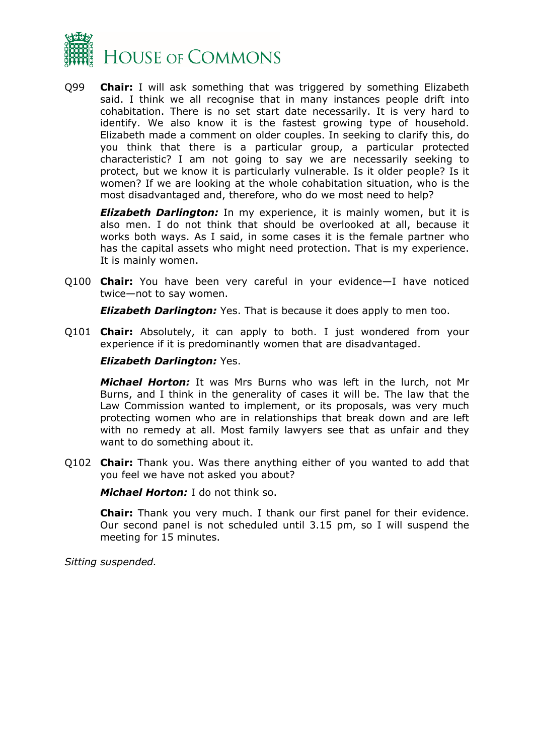Q99 **Chair:** I will ask something that was triggered by something Elizabeth said. I think we all recognise that in many instances people drift into cohabitation. There is no set start date necessarily. It is very hard to identify. We also know it is the fastest growing type of household. Elizabeth made a comment on older couples. In seeking to clarify this, do you think that there is a particular group, a particular protected characteristic? I am not going to say we are necessarily seeking to protect, but we know it is particularly vulnerable. Is it older people? Is it women? If we are looking at the whole cohabitation situation, who is the most disadvantaged and, therefore, who do we most need to help?

***Elizabeth Darlington:*** In my experience, it is mainly women, but it is also men. I do not think that should be overlooked at all, because it works both ways. As I said, in some cases it is the female partner who has the capital assets who might need protection. That is my experience. It is mainly women.

Q100 **Chair:** You have been very careful in your evidence—I have noticed twice—not to say women.

***Elizabeth Darlington:*** Yes. That is because it does apply to men too.

Q101 **Chair:** Absolutely, it can apply to both. I just wondered from your experience if it is predominantly women that are disadvantaged.

***Elizabeth Darlington:*** Yes.

***Michael Horton:*** It was Mrs Burns who was left in the lurch, not Mr Burns, and I think in the generality of cases it will be. The law that the Law Commission wanted to implement, or its proposals, was very much protecting women who are in relationships that break down and are left with no remedy at all. Most family lawyers see that as unfair and they want to do something about it.

Q102 **Chair:** Thank you. Was there anything either of you wanted to add that you feel we have not asked you about?

***Michael Horton:*** I do not think so.

**Chair:** Thank you very much. I thank our first panel for their evidence. Our second panel is not scheduled until 3.15 pm, so I will suspend the meeting for 15 minutes.

*Sitting suspended.*